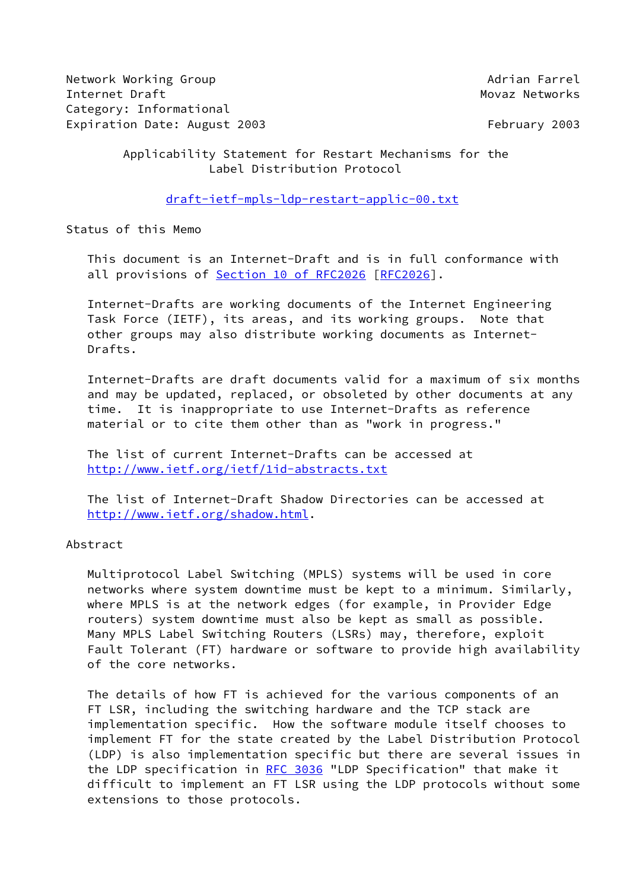Network Working Group                                    Adrian Farrel
Internet Draft                                          Movaz Networks
Category: Informational
Expiration Date: August 2003                             February 2003

# Applicability Statement for Restart Mechanisms for the Label Distribution Protocol

draft-ietf-mpls-ldp-restart-applic-00.txt

## Status of this Memo

This document is an Internet-Draft and is in full conformance with all provisions of Section 10 of RFC2026 [RFC2026].

Internet-Drafts are working documents of the Internet Engineering Task Force (IETF), its areas, and its working groups. Note that other groups may also distribute working documents as Internet-Drafts.

Internet-Drafts are draft documents valid for a maximum of six months and may be updated, replaced, or obsoleted by other documents at any time. It is inappropriate to use Internet-Drafts as reference material or to cite them other than as "work in progress."

The list of current Internet-Drafts can be accessed at http://www.ietf.org/ietf/1id-abstracts.txt

The list of Internet-Draft Shadow Directories can be accessed at http://www.ietf.org/shadow.html.

## Abstract

Multiprotocol Label Switching (MPLS) systems will be used in core networks where system downtime must be kept to a minimum. Similarly, where MPLS is at the network edges (for example, in Provider Edge routers) system downtime must also be kept as small as possible. Many MPLS Label Switching Routers (LSRs) may, therefore, exploit Fault Tolerant (FT) hardware or software to provide high availability of the core networks.

The details of how FT is achieved for the various components of an FT LSR, including the switching hardware and the TCP stack are implementation specific. How the software module itself chooses to implement FT for the state created by the Label Distribution Protocol (LDP) is also implementation specific but there are several issues in the LDP specification in RFC 3036 "LDP Specification" that make it difficult to implement an FT LSR using the LDP protocols without some extensions to those protocols.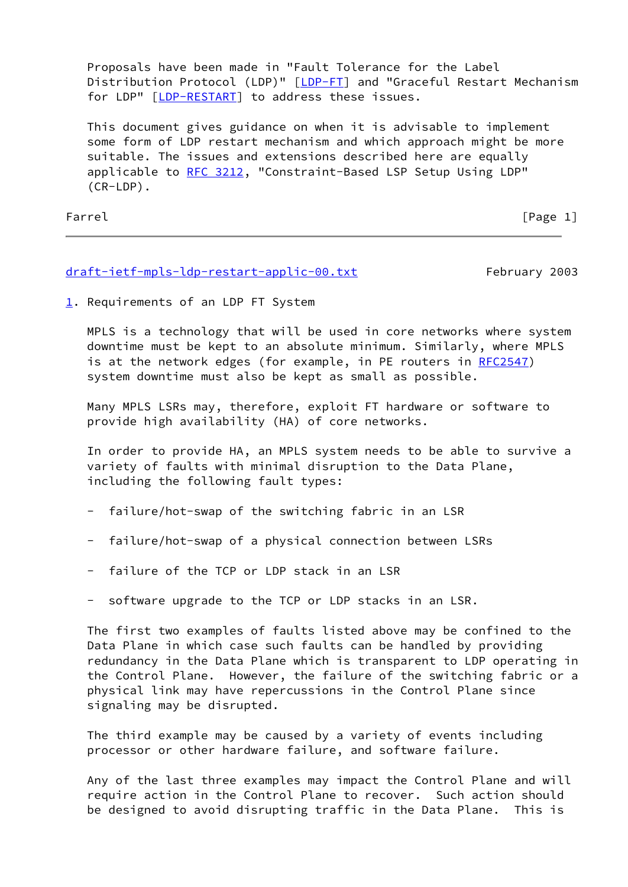Proposals have been made in "Fault Tolerance for the Label Distribution Protocol (LDP)" [LDP-FT] and "Graceful Restart Mechanism for LDP" [LDP-RESTART] to address these issues.

This document gives guidance on when it is advisable to implement some form of LDP restart mechanism and which approach might be more suitable. The issues and extensions described here are equally applicable to RFC 3212, "Constraint-Based LSP Setup Using LDP" (CR-LDP).

## 1. Requirements of an LDP FT System

MPLS is a technology that will be used in core networks where system downtime must be kept to an absolute minimum. Similarly, where MPLS is at the network edges (for example, in PE routers in RFC2547) system downtime must also be kept as small as possible.

Many MPLS LSRs may, therefore, exploit FT hardware or software to provide high availability (HA) of core networks.

In order to provide HA, an MPLS system needs to be able to survive a variety of faults with minimal disruption to the Data Plane, including the following fault types:

- failure/hot-swap of the switching fabric in an LSR

- failure/hot-swap of a physical connection between LSRs

- failure of the TCP or LDP stack in an LSR

- software upgrade to the TCP or LDP stacks in an LSR.

The first two examples of faults listed above may be confined to the Data Plane in which case such faults can be handled by providing redundancy in the Data Plane which is transparent to LDP operating in the Control Plane. However, the failure of the switching fabric or a physical link may have repercussions in the Control Plane since signaling may be disrupted.

The third example may be caused by a variety of events including processor or other hardware failure, and software failure.

Any of the last three examples may impact the Control Plane and will require action in the Control Plane to recover. Such action should be designed to avoid disrupting traffic in the Data Plane. This is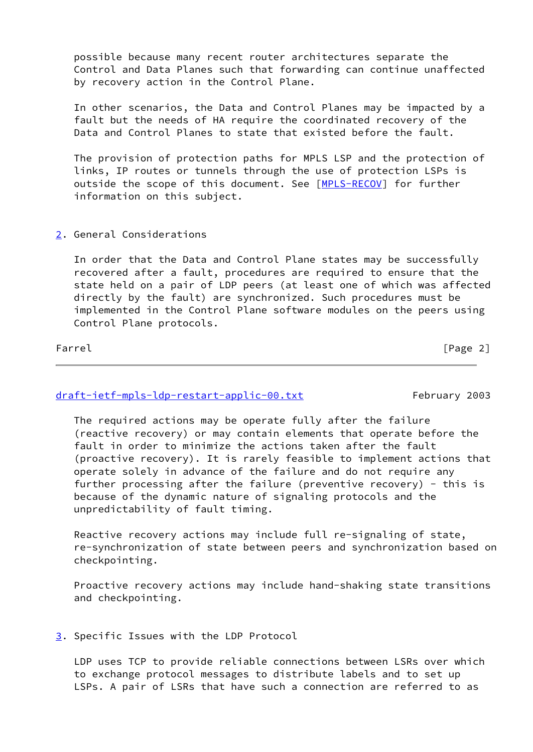possible because many recent router architectures separate the Control and Data Planes such that forwarding can continue unaffected by recovery action in the Control Plane.

In other scenarios, the Data and Control Planes may be impacted by a fault but the needs of HA require the coordinated recovery of the Data and Control Planes to state that existed before the fault.

The provision of protection paths for MPLS LSP and the protection of links, IP routes or tunnels through the use of protection LSPs is outside the scope of this document. See [MPLS-RECOV] for further information on this subject.

## 2. General Considerations

In order that the Data and Control Plane states may be successfully recovered after a fault, procedures are required to ensure that the state held on a pair of LDP peers (at least one of which was affected directly by the fault) are synchronized. Such procedures must be implemented in the Control Plane software modules on the peers using Control Plane protocols.

The required actions may be operate fully after the failure (reactive recovery) or may contain elements that operate before the fault in order to minimize the actions taken after the fault (proactive recovery). It is rarely feasible to implement actions that operate solely in advance of the failure and do not require any further processing after the failure (preventive recovery) - this is because of the dynamic nature of signaling protocols and the unpredictability of fault timing.

Reactive recovery actions may include full re-signaling of state, re-synchronization of state between peers and synchronization based on checkpointing.

Proactive recovery actions may include hand-shaking state transitions and checkpointing.

## 3. Specific Issues with the LDP Protocol

LDP uses TCP to provide reliable connections between LSRs over which to exchange protocol messages to distribute labels and to set up LSPs. A pair of LSRs that have such a connection are referred to as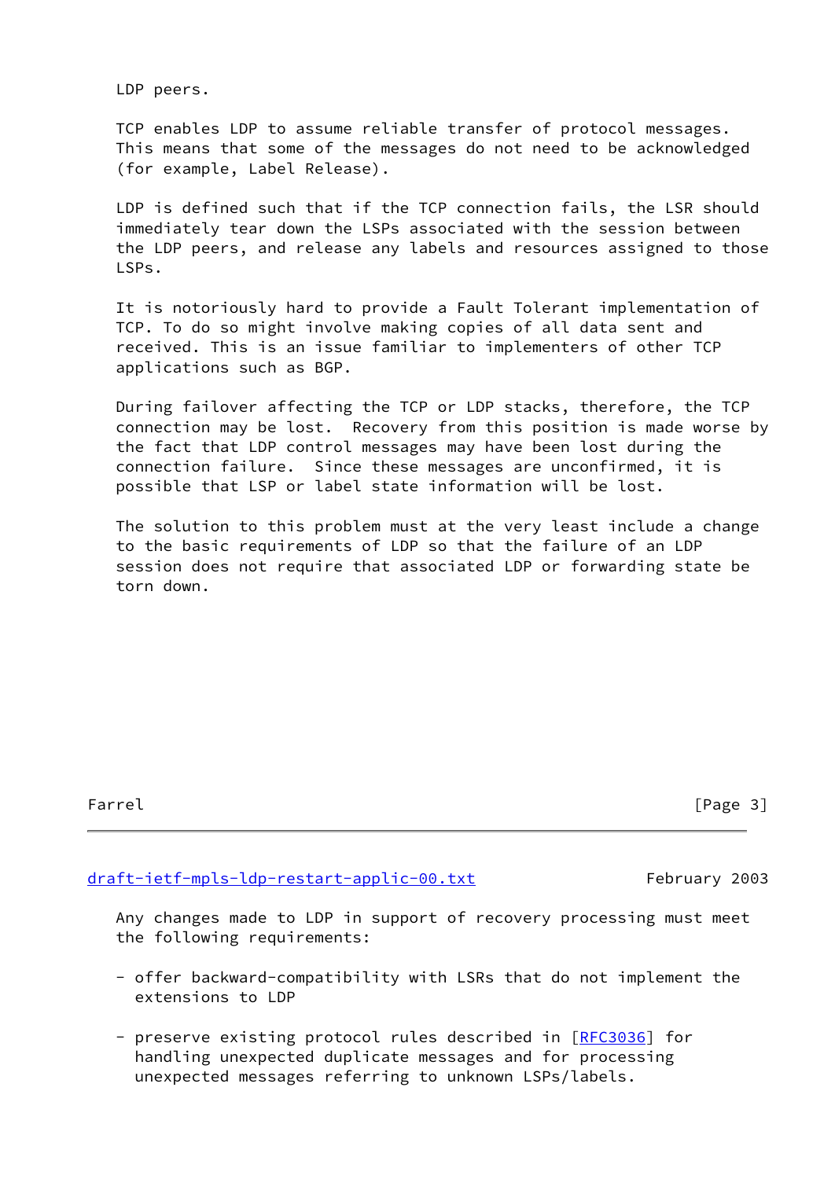LDP peers.

TCP enables LDP to assume reliable transfer of protocol messages. This means that some of the messages do not need to be acknowledged (for example, Label Release).

LDP is defined such that if the TCP connection fails, the LSR should immediately tear down the LSPs associated with the session between the LDP peers, and release any labels and resources assigned to those LSPs.

It is notoriously hard to provide a Fault Tolerant implementation of TCP. To do so might involve making copies of all data sent and received. This is an issue familiar to implementers of other TCP applications such as BGP.

During failover affecting the TCP or LDP stacks, therefore, the TCP connection may be lost. Recovery from this position is made worse by the fact that LDP control messages may have been lost during the connection failure. Since these messages are unconfirmed, it is possible that LSP or label state information will be lost.

The solution to this problem must at the very least include a change to the basic requirements of LDP so that the failure of an LDP session does not require that associated LDP or forwarding state be torn down.

Any changes made to LDP in support of recovery processing must meet the following requirements:

- offer backward-compatibility with LSRs that do not implement the extensions to LDP

- preserve existing protocol rules described in [RFC3036] for handling unexpected duplicate messages and for processing unexpected messages referring to unknown LSPs/labels.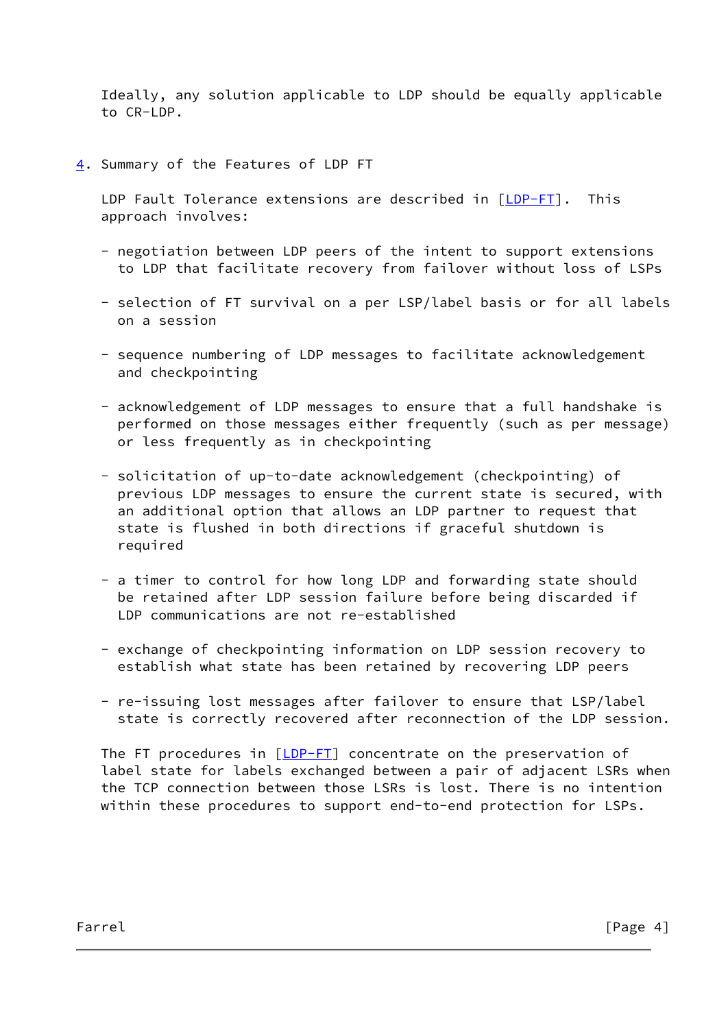Ideally, any solution applicable to LDP should be equally applicable to CR-LDP.

## 4. Summary of the Features of LDP FT

LDP Fault Tolerance extensions are described in [LDP-FT]. This approach involves:

- negotiation between LDP peers of the intent to support extensions to LDP that facilitate recovery from failover without loss of LSPs

- selection of FT survival on a per LSP/label basis or for all labels on a session

- sequence numbering of LDP messages to facilitate acknowledgement and checkpointing

- acknowledgement of LDP messages to ensure that a full handshake is performed on those messages either frequently (such as per message) or less frequently as in checkpointing

- solicitation of up-to-date acknowledgement (checkpointing) of previous LDP messages to ensure the current state is secured, with an additional option that allows an LDP partner to request that state is flushed in both directions if graceful shutdown is required

- a timer to control for how long LDP and forwarding state should be retained after LDP session failure before being discarded if LDP communications are not re-established

- exchange of checkpointing information on LDP session recovery to establish what state has been retained by recovering LDP peers

- re-issuing lost messages after failover to ensure that LSP/label state is correctly recovered after reconnection of the LDP session.

The FT procedures in [LDP-FT] concentrate on the preservation of label state for labels exchanged between a pair of adjacent LSRs when the TCP connection between those LSRs is lost. There is no intention within these procedures to support end-to-end protection for LSPs.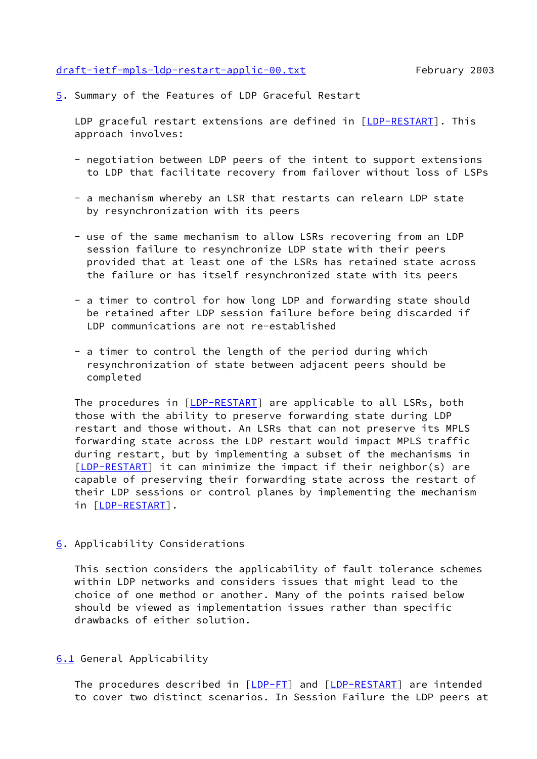## 5. Summary of the Features of LDP Graceful Restart

LDP graceful restart extensions are defined in [LDP-RESTART]. This approach involves:

- negotiation between LDP peers of the intent to support extensions to LDP that facilitate recovery from failover without loss of LSPs

- a mechanism whereby an LSR that restarts can relearn LDP state by resynchronization with its peers

- use of the same mechanism to allow LSRs recovering from an LDP session failure to resynchronize LDP state with their peers provided that at least one of the LSRs has retained state across the failure or has itself resynchronized state with its peers

- a timer to control for how long LDP and forwarding state should be retained after LDP session failure before being discarded if LDP communications are not re-established

- a timer to control the length of the period during which resynchronization of state between adjacent peers should be completed

The procedures in [LDP-RESTART] are applicable to all LSRs, both those with the ability to preserve forwarding state during LDP restart and those without. An LSRs that can not preserve its MPLS forwarding state across the LDP restart would impact MPLS traffic during restart, but by implementing a subset of the mechanisms in [LDP-RESTART] it can minimize the impact if their neighbor(s) are capable of preserving their forwarding state across the restart of their LDP sessions or control planes by implementing the mechanism in [LDP-RESTART].

## 6. Applicability Considerations

This section considers the applicability of fault tolerance schemes within LDP networks and considers issues that might lead to the choice of one method or another. Many of the points raised below should be viewed as implementation issues rather than specific drawbacks of either solution.

### 6.1 General Applicability

The procedures described in [LDP-FT] and [LDP-RESTART] are intended to cover two distinct scenarios. In Session Failure the LDP peers at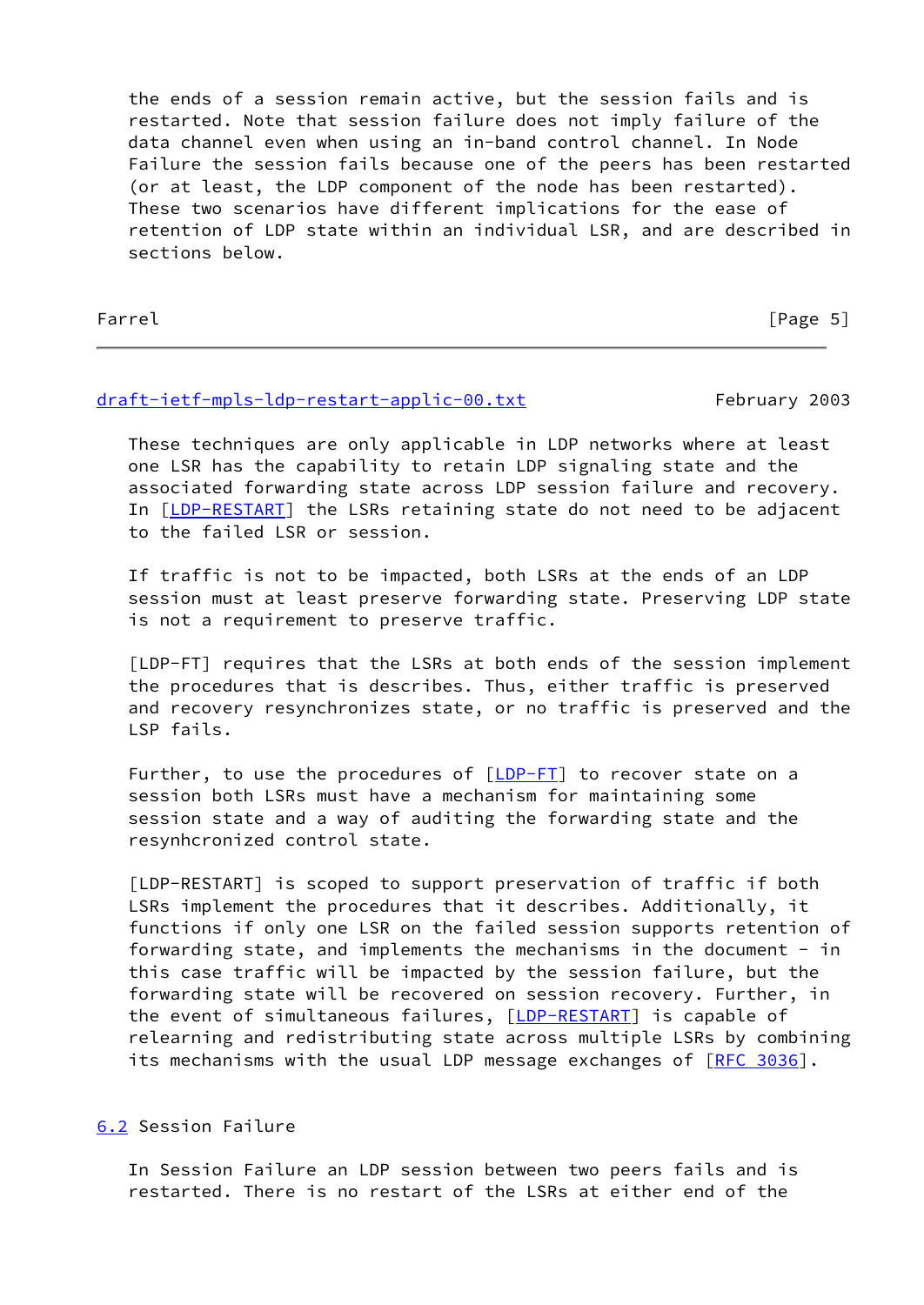the ends of a session remain active, but the session fails and is restarted. Note that session failure does not imply failure of the data channel even when using an in-band control channel. In Node Failure the session fails because one of the peers has been restarted (or at least, the LDP component of the node has been restarted). These two scenarios have different implications for the ease of retention of LDP state within an individual LSR, and are described in sections below.

These techniques are only applicable in LDP networks where at least one LSR has the capability to retain LDP signaling state and the associated forwarding state across LDP session failure and recovery. In [LDP-RESTART] the LSRs retaining state do not need to be adjacent to the failed LSR or session.

If traffic is not to be impacted, both LSRs at the ends of an LDP session must at least preserve forwarding state. Preserving LDP state is not a requirement to preserve traffic.

[LDP-FT] requires that the LSRs at both ends of the session implement the procedures that is describes. Thus, either traffic is preserved and recovery resynchronizes state, or no traffic is preserved and the LSP fails.

Further, to use the procedures of [LDP-FT] to recover state on a session both LSRs must have a mechanism for maintaining some session state and a way of auditing the forwarding state and the resynhcronized control state.

[LDP-RESTART] is scoped to support preservation of traffic if both LSRs implement the procedures that it describes. Additionally, it functions if only one LSR on the failed session supports retention of forwarding state, and implements the mechanisms in the document - in this case traffic will be impacted by the session failure, but the forwarding state will be recovered on session recovery. Further, in the event of simultaneous failures, [LDP-RESTART] is capable of relearning and redistributing state across multiple LSRs by combining its mechanisms with the usual LDP message exchanges of [RFC 3036].

### 6.2 Session Failure

In Session Failure an LDP session between two peers fails and is restarted. There is no restart of the LSRs at either end of the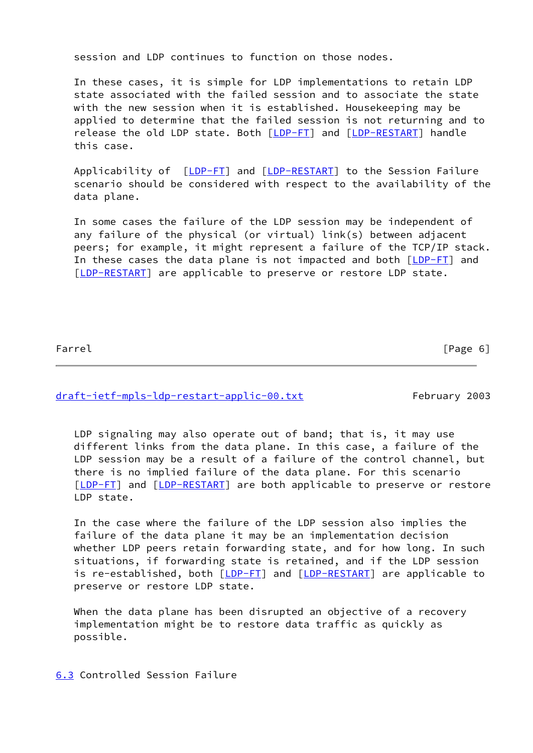session and LDP continues to function on those nodes.

In these cases, it is simple for LDP implementations to retain LDP state associated with the failed session and to associate the state with the new session when it is established. Housekeeping may be applied to determine that the failed session is not returning and to release the old LDP state. Both [LDP-FT] and [LDP-RESTART] handle this case.

Applicability of [LDP-FT] and [LDP-RESTART] to the Session Failure scenario should be considered with respect to the availability of the data plane.

In some cases the failure of the LDP session may be independent of any failure of the physical (or virtual) link(s) between adjacent peers; for example, it might represent a failure of the TCP/IP stack. In these cases the data plane is not impacted and both [LDP-FT] and [LDP-RESTART] are applicable to preserve or restore LDP state.

LDP signaling may also operate out of band; that is, it may use different links from the data plane. In this case, a failure of the LDP session may be a result of a failure of the control channel, but there is no implied failure of the data plane. For this scenario [LDP-FT] and [LDP-RESTART] are both applicable to preserve or restore LDP state.

In the case where the failure of the LDP session also implies the failure of the data plane it may be an implementation decision whether LDP peers retain forwarding state, and for how long. In such situations, if forwarding state is retained, and if the LDP session is re-established, both [LDP-FT] and [LDP-RESTART] are applicable to preserve or restore LDP state.

When the data plane has been disrupted an objective of a recovery implementation might be to restore data traffic as quickly as possible.

### 6.3 Controlled Session Failure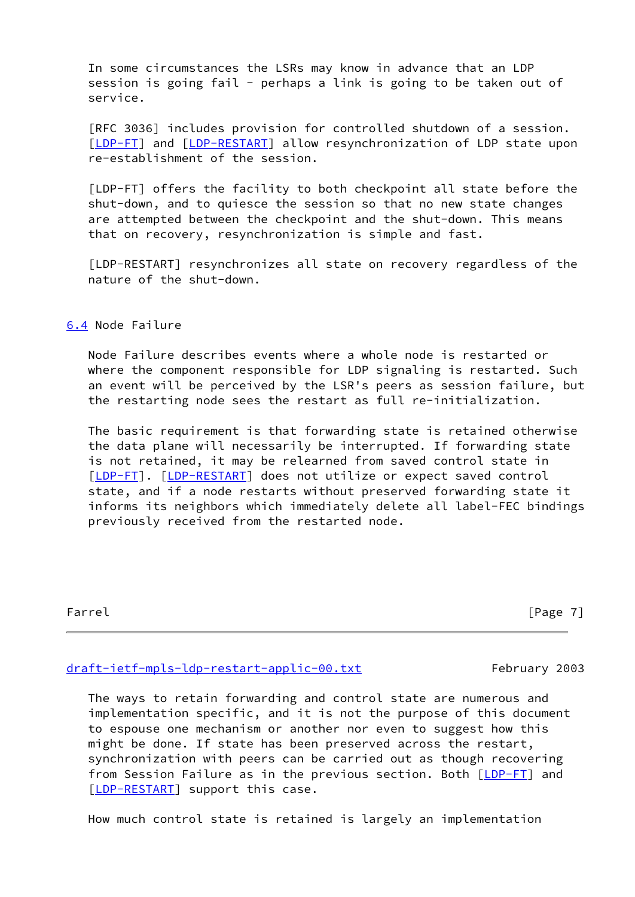In some circumstances the LSRs may know in advance that an LDP session is going fail - perhaps a link is going to be taken out of service.

[RFC 3036] includes provision for controlled shutdown of a session. [LDP-FT] and [LDP-RESTART] allow resynchronization of LDP state upon re-establishment of the session.

[LDP-FT] offers the facility to both checkpoint all state before the shut-down, and to quiesce the session so that no new state changes are attempted between the checkpoint and the shut-down. This means that on recovery, resynchronization is simple and fast.

[LDP-RESTART] resynchronizes all state on recovery regardless of the nature of the shut-down.

## 6.4 Node Failure

Node Failure describes events where a whole node is restarted or where the component responsible for LDP signaling is restarted. Such an event will be perceived by the LSR's peers as session failure, but the restarting node sees the restart as full re-initialization.

The basic requirement is that forwarding state is retained otherwise the data plane will necessarily be interrupted. If forwarding state is not retained, it may be relearned from saved control state in [LDP-FT]. [LDP-RESTART] does not utilize or expect saved control state, and if a node restarts without preserved forwarding state it informs its neighbors which immediately delete all label-FEC bindings previously received from the restarted node.

The ways to retain forwarding and control state are numerous and implementation specific, and it is not the purpose of this document to espouse one mechanism or another nor even to suggest how this might be done. If state has been preserved across the restart, synchronization with peers can be carried out as though recovering from Session Failure as in the previous section. Both [LDP-FT] and [LDP-RESTART] support this case.

How much control state is retained is largely an implementation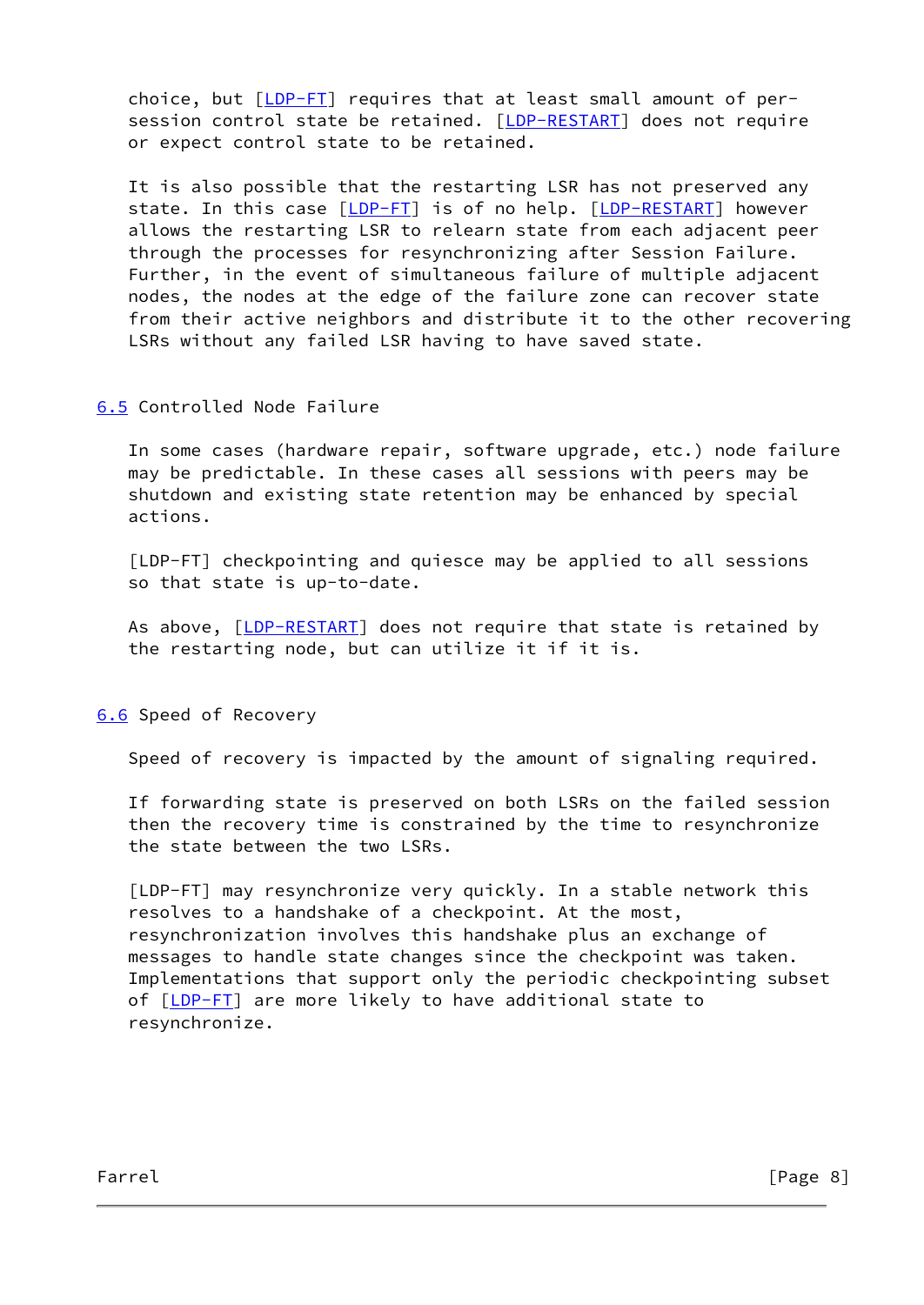choice, but [LDP-FT] requires that at least small amount of per-session control state be retained. [LDP-RESTART] does not require or expect control state to be retained.

It is also possible that the restarting LSR has not preserved any state. In this case [LDP-FT] is of no help. [LDP-RESTART] however allows the restarting LSR to relearn state from each adjacent peer through the processes for resynchronizing after Session Failure. Further, in the event of simultaneous failure of multiple adjacent nodes, the nodes at the edge of the failure zone can recover state from their active neighbors and distribute it to the other recovering LSRs without any failed LSR having to have saved state.

## 6.5 Controlled Node Failure

In some cases (hardware repair, software upgrade, etc.) node failure may be predictable. In these cases all sessions with peers may be shutdown and existing state retention may be enhanced by special actions.

[LDP-FT] checkpointing and quiesce may be applied to all sessions so that state is up-to-date.

As above, [LDP-RESTART] does not require that state is retained by the restarting node, but can utilize it if it is.

## 6.6 Speed of Recovery

Speed of recovery is impacted by the amount of signaling required.

If forwarding state is preserved on both LSRs on the failed session then the recovery time is constrained by the time to resynchronize the state between the two LSRs.

[LDP-FT] may resynchronize very quickly. In a stable network this resolves to a handshake of a checkpoint. At the most, resynchronization involves this handshake plus an exchange of messages to handle state changes since the checkpoint was taken. Implementations that support only the periodic checkpointing subset of [LDP-FT] are more likely to have additional state to resynchronize.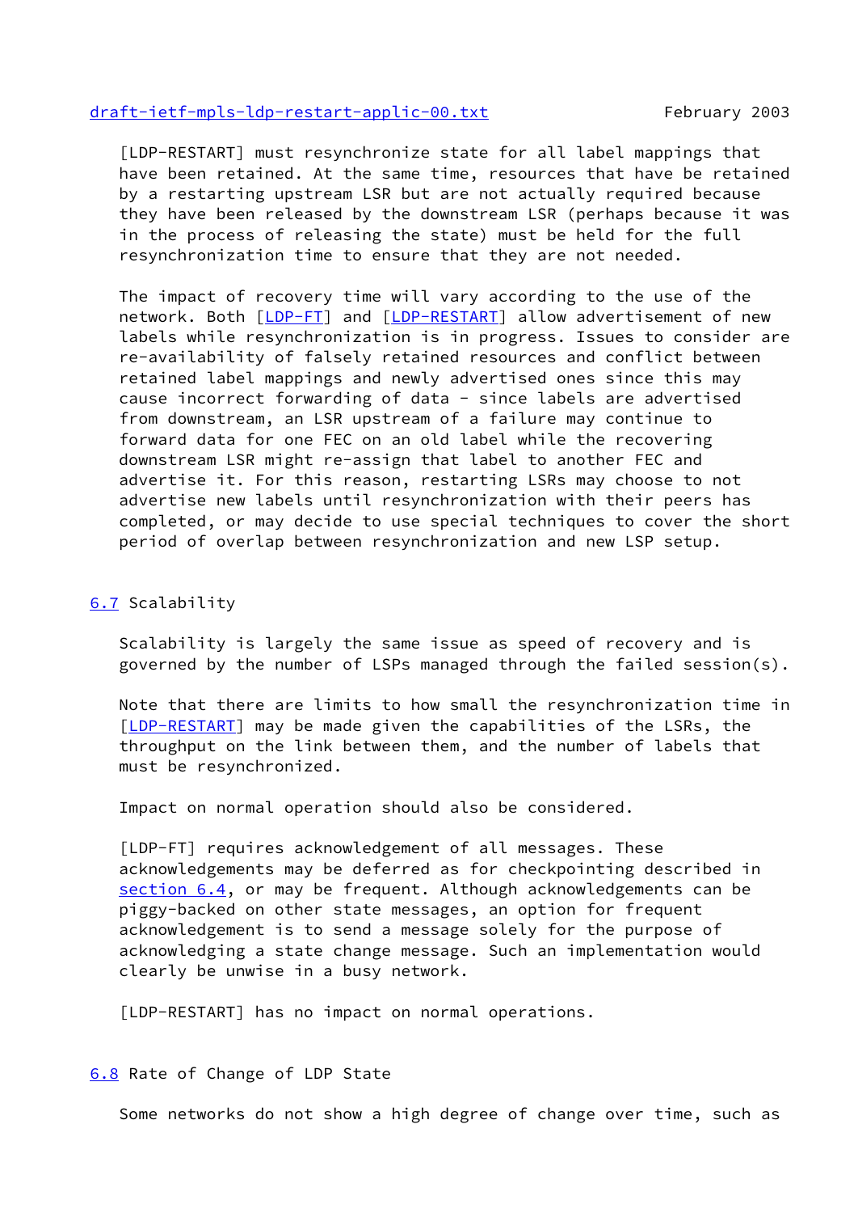[LDP-RESTART] must resynchronize state for all label mappings that have been retained. At the same time, resources that have be retained by a restarting upstream LSR but are not actually required because they have been released by the downstream LSR (perhaps because it was in the process of releasing the state) must be held for the full resynchronization time to ensure that they are not needed.

The impact of recovery time will vary according to the use of the network. Both [LDP-FT] and [LDP-RESTART] allow advertisement of new labels while resynchronization is in progress. Issues to consider are re-availability of falsely retained resources and conflict between retained label mappings and newly advertised ones since this may cause incorrect forwarding of data - since labels are advertised from downstream, an LSR upstream of a failure may continue to forward data for one FEC on an old label while the recovering downstream LSR might re-assign that label to another FEC and advertise it. For this reason, restarting LSRs may choose to not advertise new labels until resynchronization with their peers has completed, or may decide to use special techniques to cover the short period of overlap between resynchronization and new LSP setup.

### 6.7 Scalability

Scalability is largely the same issue as speed of recovery and is governed by the number of LSPs managed through the failed session(s).

Note that there are limits to how small the resynchronization time in [LDP-RESTART] may be made given the capabilities of the LSRs, the throughput on the link between them, and the number of labels that must be resynchronized.

Impact on normal operation should also be considered.

[LDP-FT] requires acknowledgement of all messages. These acknowledgements may be deferred as for checkpointing described in section 6.4, or may be frequent. Although acknowledgements can be piggy-backed on other state messages, an option for frequent acknowledgement is to send a message solely for the purpose of acknowledging a state change message. Such an implementation would clearly be unwise in a busy network.

[LDP-RESTART] has no impact on normal operations.

### 6.8 Rate of Change of LDP State

Some networks do not show a high degree of change over time, such as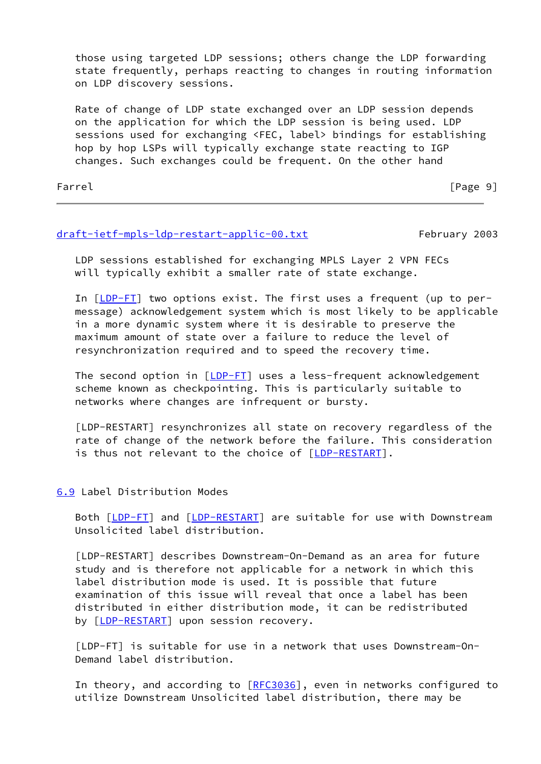those using targeted LDP sessions; others change the LDP forwarding state frequently, perhaps reacting to changes in routing information on LDP discovery sessions.

Rate of change of LDP state exchanged over an LDP session depends on the application for which the LDP session is being used. LDP sessions used for exchanging <FEC, label> bindings for establishing hop by hop LSPs will typically exchange state reacting to IGP changes. Such exchanges could be frequent. On the other hand LDP sessions established for exchanging MPLS Layer 2 VPN FECs will typically exhibit a smaller rate of state exchange.

In [LDP-FT] two options exist. The first uses a frequent (up to per-message) acknowledgement system which is most likely to be applicable in a more dynamic system where it is desirable to preserve the maximum amount of state over a failure to reduce the level of resynchronization required and to speed the recovery time.

The second option in [LDP-FT] uses a less-frequent acknowledgement scheme known as checkpointing. This is particularly suitable to networks where changes are infrequent or bursty.

[LDP-RESTART] resynchronizes all state on recovery regardless of the rate of change of the network before the failure. This consideration is thus not relevant to the choice of [LDP-RESTART].

## 6.9 Label Distribution Modes

Both [LDP-FT] and [LDP-RESTART] are suitable for use with Downstream Unsolicited label distribution.

[LDP-RESTART] describes Downstream-On-Demand as an area for future study and is therefore not applicable for a network in which this label distribution mode is used. It is possible that future examination of this issue will reveal that once a label has been distributed in either distribution mode, it can be redistributed by [LDP-RESTART] upon session recovery.

[LDP-FT] is suitable for use in a network that uses Downstream-On-Demand label distribution.

In theory, and according to [RFC3036], even in networks configured to utilize Downstream Unsolicited label distribution, there may be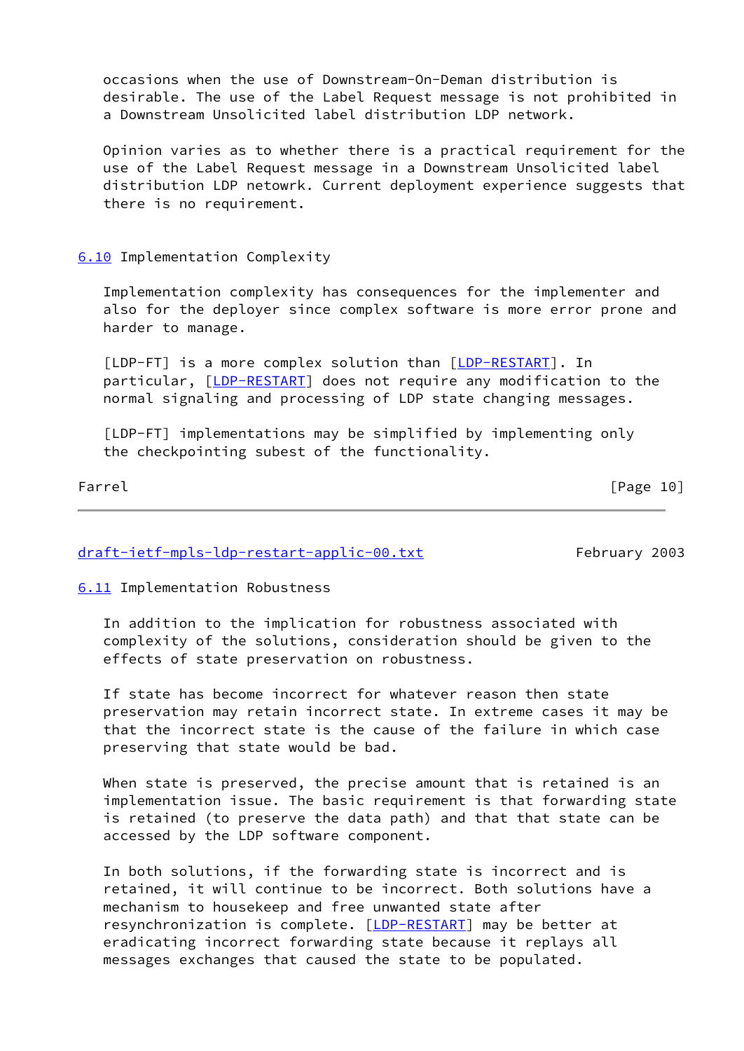occasions when the use of Downstream-On-Deman distribution is desirable. The use of the Label Request message is not prohibited in a Downstream Unsolicited label distribution LDP network.

Opinion varies as to whether there is a practical requirement for the use of the Label Request message in a Downstream Unsolicited label distribution LDP netowrk. Current deployment experience suggests that there is no requirement.

### 6.10 Implementation Complexity

Implementation complexity has consequences for the implementer and also for the deployer since complex software is more error prone and harder to manage.

[LDP-FT] is a more complex solution than [LDP-RESTART]. In particular, [LDP-RESTART] does not require any modification to the normal signaling and processing of LDP state changing messages.

[LDP-FT] implementations may be simplified by implementing only the checkpointing subest of the functionality.

### 6.11 Implementation Robustness

In addition to the implication for robustness associated with complexity of the solutions, consideration should be given to the effects of state preservation on robustness.

If state has become incorrect for whatever reason then state preservation may retain incorrect state. In extreme cases it may be that the incorrect state is the cause of the failure in which case preserving that state would be bad.

When state is preserved, the precise amount that is retained is an implementation issue. The basic requirement is that forwarding state is retained (to preserve the data path) and that that state can be accessed by the LDP software component.

In both solutions, if the forwarding state is incorrect and is retained, it will continue to be incorrect. Both solutions have a mechanism to housekeep and free unwanted state after resynchronization is complete. [LDP-RESTART] may be better at eradicating incorrect forwarding state because it replays all messages exchanges that caused the state to be populated.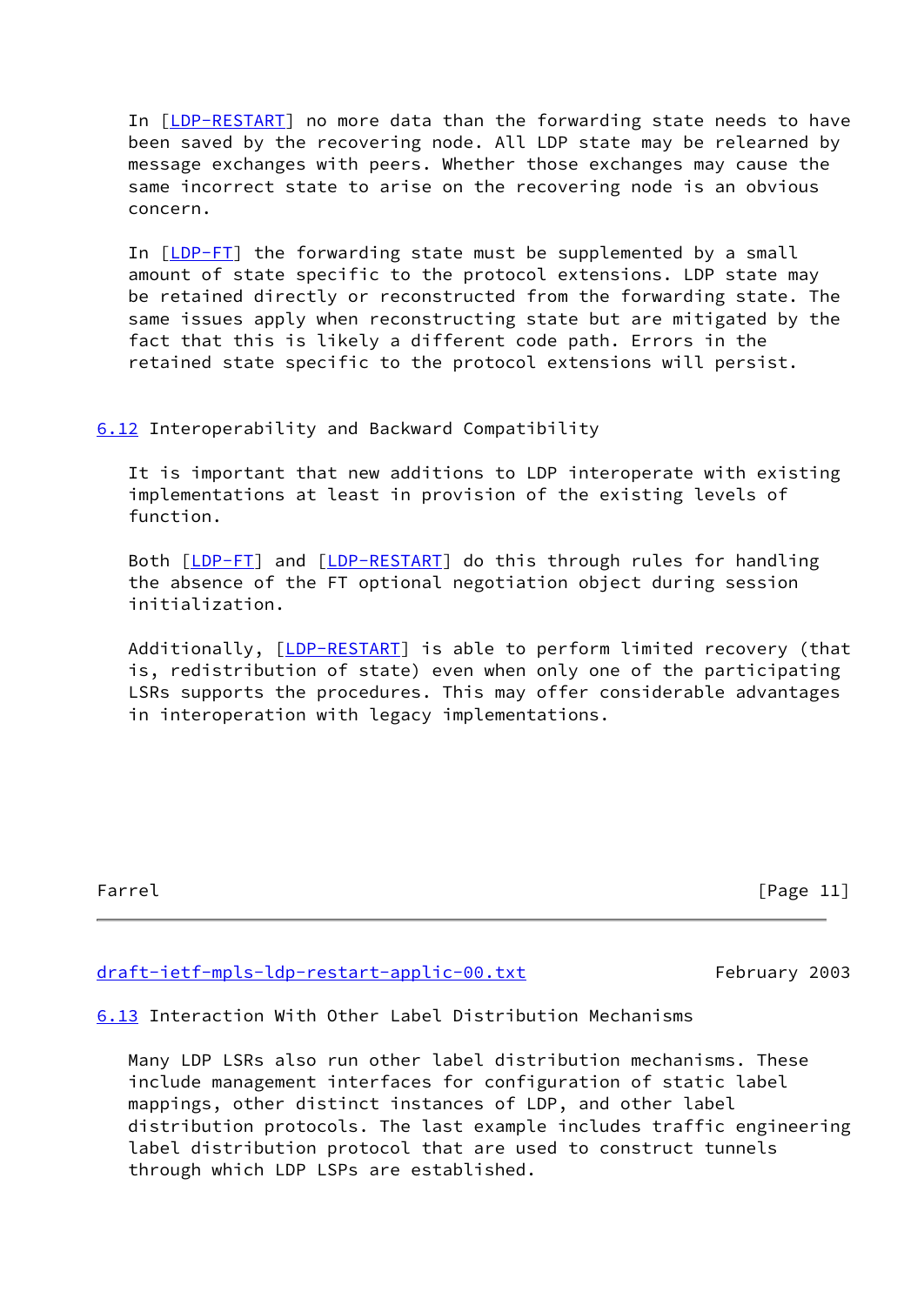In [LDP-RESTART] no more data than the forwarding state needs to have been saved by the recovering node. All LDP state may be relearned by message exchanges with peers. Whether those exchanges may cause the same incorrect state to arise on the recovering node is an obvious concern.

In [LDP-FT] the forwarding state must be supplemented by a small amount of state specific to the protocol extensions. LDP state may be retained directly or reconstructed from the forwarding state. The same issues apply when reconstructing state but are mitigated by the fact that this is likely a different code path. Errors in the retained state specific to the protocol extensions will persist.

### 6.12 Interoperability and Backward Compatibility

It is important that new additions to LDP interoperate with existing implementations at least in provision of the existing levels of function.

Both [LDP-FT] and [LDP-RESTART] do this through rules for handling the absence of the FT optional negotiation object during session initialization.

Additionally, [LDP-RESTART] is able to perform limited recovery (that is, redistribution of state) even when only one of the participating LSRs supports the procedures. This may offer considerable advantages in interoperation with legacy implementations.

### 6.13 Interaction With Other Label Distribution Mechanisms

Many LDP LSRs also run other label distribution mechanisms. These include management interfaces for configuration of static label mappings, other distinct instances of LDP, and other label distribution protocols. The last example includes traffic engineering label distribution protocol that are used to construct tunnels through which LDP LSPs are established.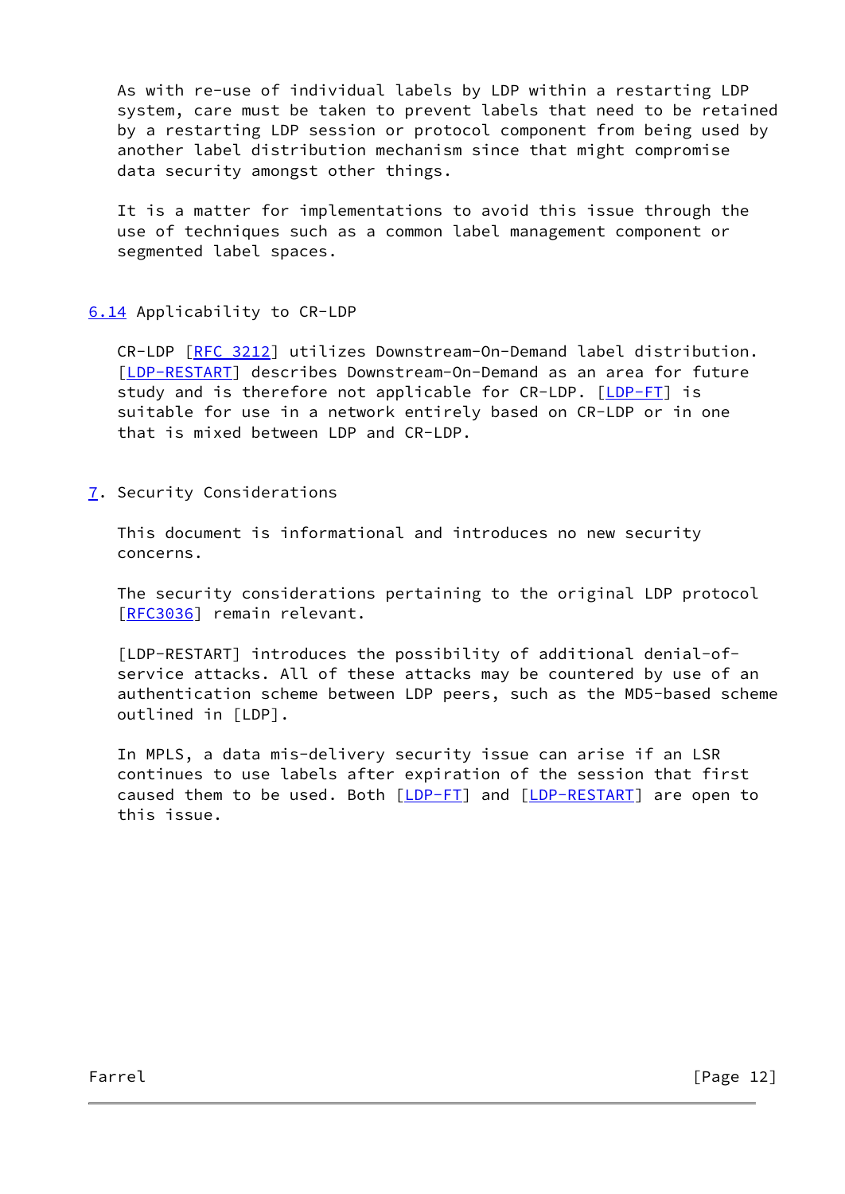As with re-use of individual labels by LDP within a restarting LDP system, care must be taken to prevent labels that need to be retained by a restarting LDP session or protocol component from being used by another label distribution mechanism since that might compromise data security amongst other things.

It is a matter for implementations to avoid this issue through the use of techniques such as a common label management component or segmented label spaces.

### 6.14 Applicability to CR-LDP

CR-LDP [RFC 3212] utilizes Downstream-On-Demand label distribution. [LDP-RESTART] describes Downstream-On-Demand as an area for future study and is therefore not applicable for CR-LDP. [LDP-FT] is suitable for use in a network entirely based on CR-LDP or in one that is mixed between LDP and CR-LDP.

## 7. Security Considerations

This document is informational and introduces no new security concerns.

The security considerations pertaining to the original LDP protocol [RFC3036] remain relevant.

[LDP-RESTART] introduces the possibility of additional denial-of-service attacks. All of these attacks may be countered by use of an authentication scheme between LDP peers, such as the MD5-based scheme outlined in [LDP].

In MPLS, a data mis-delivery security issue can arise if an LSR continues to use labels after expiration of the session that first caused them to be used. Both [LDP-FT] and [LDP-RESTART] are open to this issue.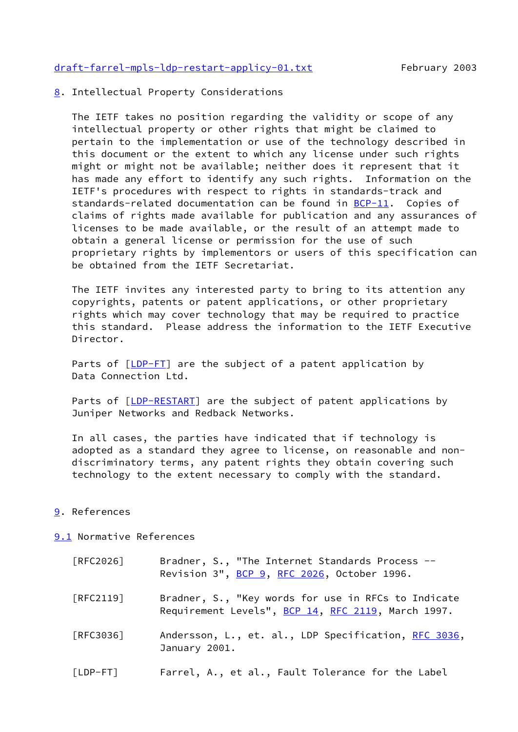## 8. Intellectual Property Considerations

The IETF takes no position regarding the validity or scope of any intellectual property or other rights that might be claimed to pertain to the implementation or use of the technology described in this document or the extent to which any license under such rights might or might not be available; neither does it represent that it has made any effort to identify any such rights. Information on the IETF's procedures with respect to rights in standards-track and standards-related documentation can be found in BCP-11. Copies of claims of rights made available for publication and any assurances of licenses to be made available, or the result of an attempt made to obtain a general license or permission for the use of such proprietary rights by implementors or users of this specification can be obtained from the IETF Secretariat.

The IETF invites any interested party to bring to its attention any copyrights, patents or patent applications, or other proprietary rights which may cover technology that may be required to practice this standard. Please address the information to the IETF Executive Director.

Parts of [LDP-FT] are the subject of a patent application by Data Connection Ltd.

Parts of [LDP-RESTART] are the subject of patent applications by Juniper Networks and Redback Networks.

In all cases, the parties have indicated that if technology is adopted as a standard they agree to license, on reasonable and non-discriminatory terms, any patent rights they obtain covering such technology to the extent necessary to comply with the standard.

## 9. References

### 9.1 Normative References

[RFC2026] Bradner, S., "The Internet Standards Process -- Revision 3", BCP 9, RFC 2026, October 1996.

[RFC2119] Bradner, S., "Key words for use in RFCs to Indicate Requirement Levels", BCP 14, RFC 2119, March 1997.

[RFC3036] Andersson, L., et. al., LDP Specification, RFC 3036, January 2001.

[LDP-FT] Farrel, A., et al., Fault Tolerance for the Label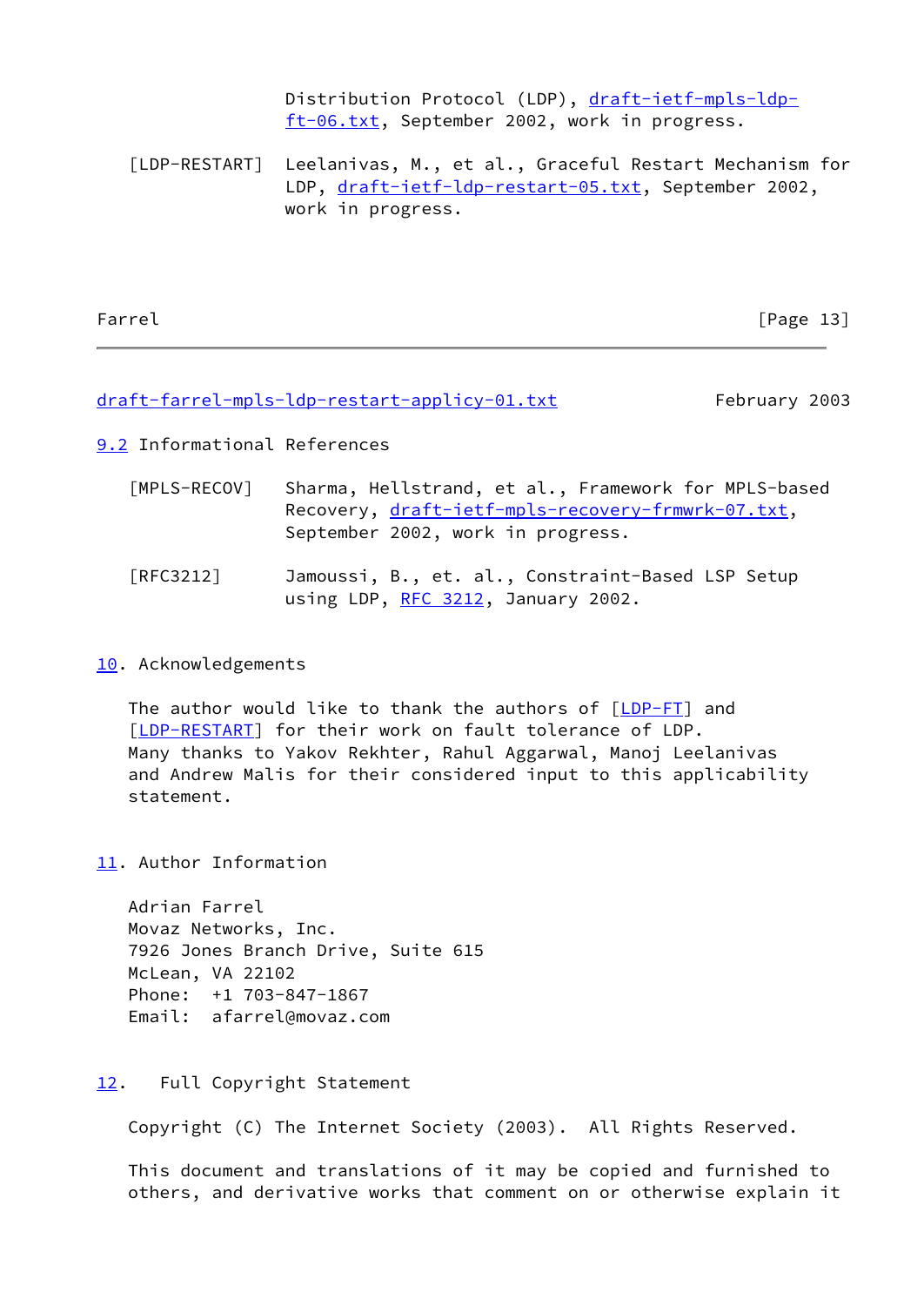Distribution Protocol (LDP), draft-ietf-mpls-ldp-ft-06.txt, September 2002, work in progress.

[LDP-RESTART] Leelanivas, M., et al., Graceful Restart Mechanism for LDP, draft-ietf-ldp-restart-05.txt, September 2002, work in progress.

### 9.2 Informational References

[MPLS-RECOV] Sharma, Hellstrand, et al., Framework for MPLS-based Recovery, draft-ietf-mpls-recovery-frmwrk-07.txt, September 2002, work in progress.

[RFC3212] Jamoussi, B., et. al., Constraint-Based LSP Setup using LDP, RFC 3212, January 2002.

## 10. Acknowledgements

The author would like to thank the authors of [LDP-FT] and [LDP-RESTART] for their work on fault tolerance of LDP. Many thanks to Yakov Rekhter, Rahul Aggarwal, Manoj Leelanivas and Andrew Malis for their considered input to this applicability statement.

## 11. Author Information

Adrian Farrel
Movaz Networks, Inc.
7926 Jones Branch Drive, Suite 615
McLean, VA 22102
Phone: +1 703-847-1867
Email: afarrel@movaz.com

## 12. Full Copyright Statement

Copyright (C) The Internet Society (2003). All Rights Reserved.

This document and translations of it may be copied and furnished to others, and derivative works that comment on or otherwise explain it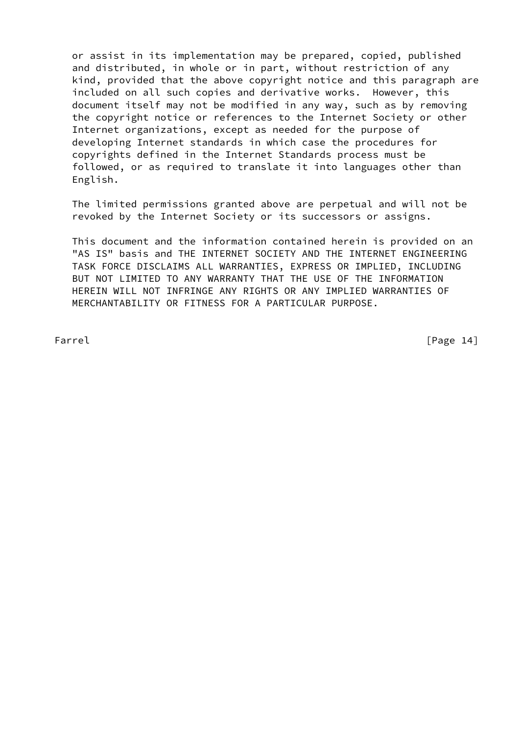or assist in its implementation may be prepared, copied, published and distributed, in whole or in part, without restriction of any kind, provided that the above copyright notice and this paragraph are included on all such copies and derivative works. However, this document itself may not be modified in any way, such as by removing the copyright notice or references to the Internet Society or other Internet organizations, except as needed for the purpose of developing Internet standards in which case the procedures for copyrights defined in the Internet Standards process must be followed, or as required to translate it into languages other than English.

The limited permissions granted above are perpetual and will not be revoked by the Internet Society or its successors or assigns.

This document and the information contained herein is provided on an "AS IS" basis and THE INTERNET SOCIETY AND THE INTERNET ENGINEERING TASK FORCE DISCLAIMS ALL WARRANTIES, EXPRESS OR IMPLIED, INCLUDING BUT NOT LIMITED TO ANY WARRANTY THAT THE USE OF THE INFORMATION HEREIN WILL NOT INFRINGE ANY RIGHTS OR ANY IMPLIED WARRANTIES OF MERCHANTABILITY OR FITNESS FOR A PARTICULAR PURPOSE.